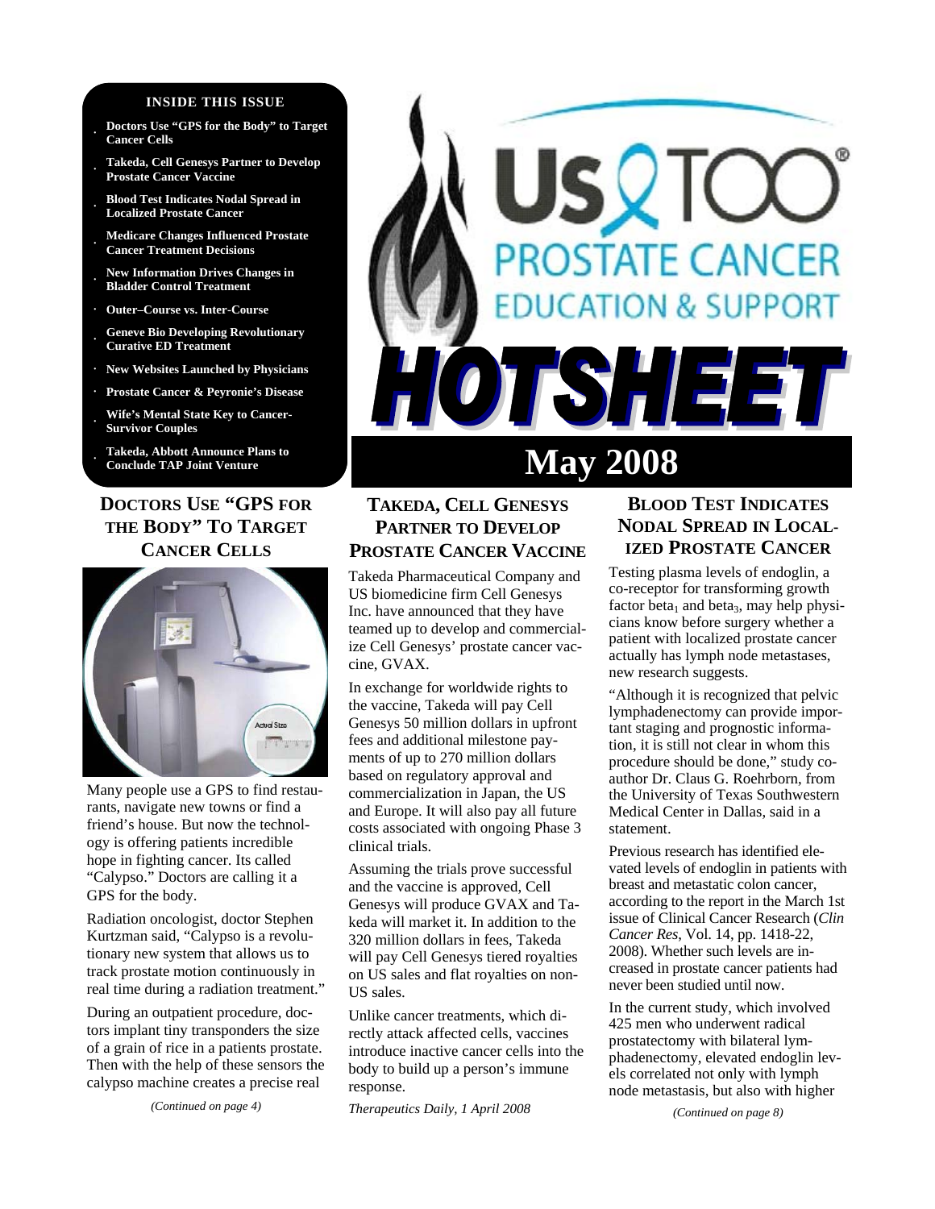**INSIDE THIS ISSUE**

- Doctors Use "GPS for the Body" to Target Cancer Cells
- Takeda, Cell Genesys Partner to Develop Prostate Cancer Vaccine
- Blood Test Indicates Nodal Spread in Localized Prostate Cancer
- Medicare Changes Influenced Prostate Cancer Treatment Decisions
- New Information Drives Changes in Bladder Control Treatment
- Outer–Course vs. Inter-Course
- Geneve Bio Developing Revolutionary Curative ED Treatment
- New Websites Launched by Physicians
- Prostate Cancer & Peyronie's Disease
- Wife's Mental State Key to Cancer-Survivor Couples
- Takeda, Abbott Announce Plans to Conclude TAP Joint Venture

# Us TOO® PROSTATE CANCER EDUCATION & SUPPORT HOTSHEET

# May 2008

## DOCTORS USE "GPS FOR THE BODY" TO TARGET CANCER CELLS

Many people use a GPS to find restaurants, navigate new towns or find a friend's house. But now the technology is offering patients incredible hope in fighting cancer. Its called "Calypso." Doctors are calling it a GPS for the body.

Radiation oncologist, doctor Stephen Kurtzman said, "Calypso is a revolutionary new system that allows us to track prostate motion continuously in real time during a radiation treatment."

During an outpatient procedure, doctors implant tiny transponders the size of a grain of rice in a patients prostate. Then with the help of these sensors the calypso machine creates a precise real

*(Continued on page 4)*

## TAKEDA, CELL GENESYS PARTNER TO DEVELOP PROSTATE CANCER VACCINE

Takeda Pharmaceutical Company and US biomedicine firm Cell Genesys Inc. have announced that they have teamed up to develop and commercialize Cell Genesys' prostate cancer vaccine, GVAX.

In exchange for worldwide rights to the vaccine, Takeda will pay Cell Genesys 50 million dollars in upfront fees and additional milestone payments of up to 270 million dollars based on regulatory approval and commercialization in Japan, the US and Europe. It will also pay all future costs associated with ongoing Phase 3 clinical trials.

Assuming the trials prove successful and the vaccine is approved, Cell Genesys will produce GVAX and Takeda will market it. In addition to the 320 million dollars in fees, Takeda will pay Cell Genesys tiered royalties on US sales and flat royalties on non-US sales.

Unlike cancer treatments, which directly attack affected cells, vaccines introduce inactive cancer cells into the body to build up a person's immune response.

*Therapeutics Daily, 1 April 2008*

## BLOOD TEST INDICATES NODAL SPREAD IN LOCALIZED PROSTATE CANCER

Testing plasma levels of endoglin, a co-receptor for transforming growth factor $beta_1$ and $beta_3$, may help physicians know before surgery whether a patient with localized prostate cancer actually has lymph node metastases, new research suggests.

"Although it is recognized that pelvic lymphadenectomy can provide important staging and prognostic information, it is still not clear in whom this procedure should be done," study co-author Dr. Claus G. Roehrborn, from the University of Texas Southwestern Medical Center in Dallas, said in a statement.

Previous research has identified elevated levels of endoglin in patients with breast and metastatic colon cancer, according to the report in the March 1st issue of Clinical Cancer Research (*Clin Cancer Res*, Vol. 14, pp. 1418-22, 2008). Whether such levels are increased in prostate cancer patients had never been studied until now.

In the current study, which involved 425 men who underwent radical prostatectomy with bilateral lymphadenectomy, elevated endoglin levels correlated not only with lymph node metastasis, but also with higher

*(Continued on page 8)*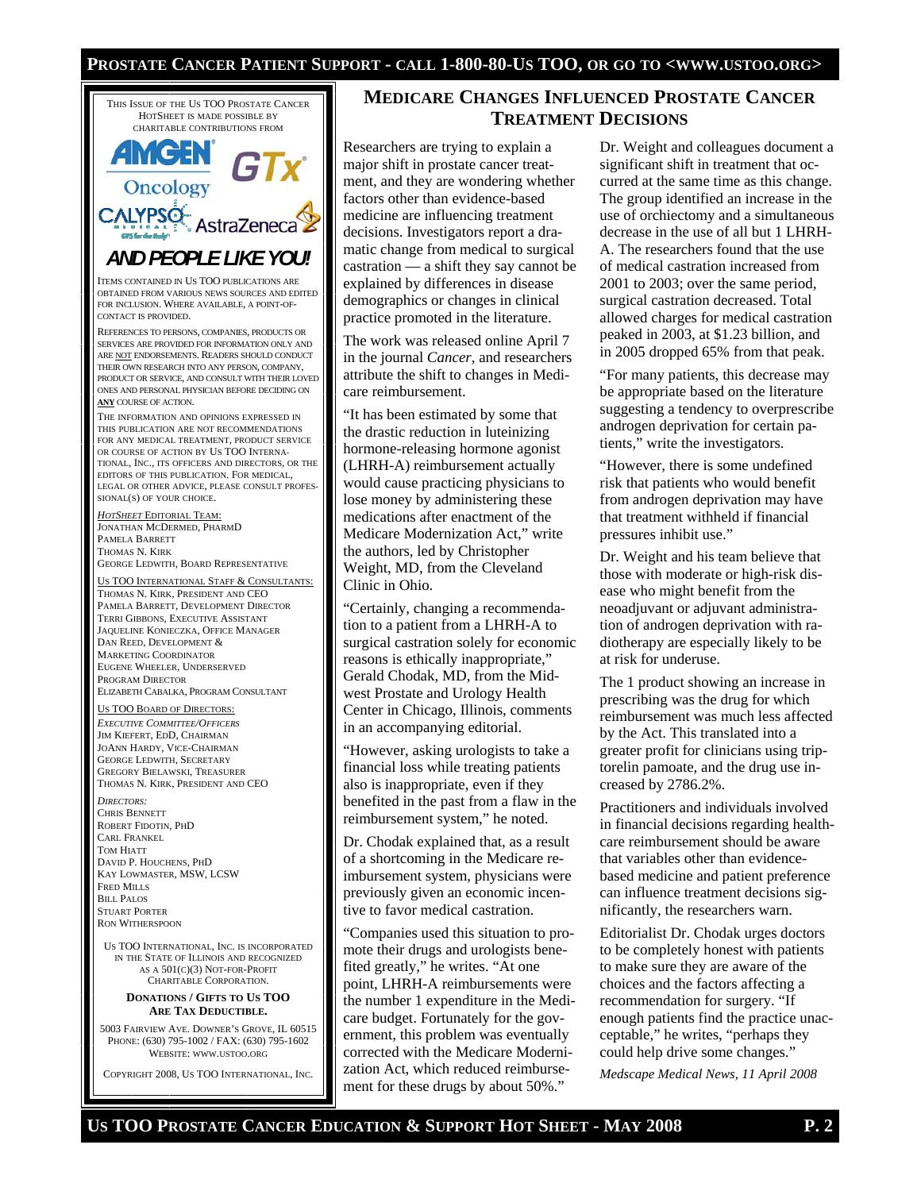This issue of the Us TOO Prostate Cancer HotSheet is made possible by charitable contributions from

AMGEN Oncology GTx CALYPSO AstraZeneca

*AND PEOPLE LIKE YOU!*

Items contained in Us TOO publications are obtained from various news sources and edited for inclusion. Where available, a point-of-contact is provided.

References to persons, companies, products or services are provided for information only and are not endorsements. Readers should conduct their own research into any person, company, product or service, and consult with their loved ones and personal physician before deciding on **any** course of action.

The information and opinions expressed in this publication are not recommendations for any medical treatment, product service or course of action by Us TOO International, Inc., its officers and directors, or the editors of this publication. For medical, legal or other advice, please consult professional(s) of your choice.

*HotSheet* Editorial Team:
Jonathan McDermed, PharmD
Pamela Barrett
Thomas N. Kirk
George Ledwith, Board Representative

Us TOO International Staff & Consultants:
Thomas N. Kirk, President and CEO
Pamela Barrett, Development Director
Terri Gibbons, Executive Assistant
Jaqueline Konieczka, Office Manager
Dan Reed, Development & Marketing Coordinator
Eugene Wheeler, Underserved Program Director
Elizabeth Cabalka, Program Consultant

Us TOO Board of Directors:
*Executive Committee/Officers*
Jim Kiefert, EdD, Chairman
JoAnn Hardy, Vice-Chairman
George Ledwith, Secretary
Gregory Bielawski, Treasurer
Thomas N. Kirk, President and CEO

*Directors:*
Chris Bennett
Robert Fidotin, PhD
Carl Frankel
Tom Hiatt
David P. Houchens, PhD
Kay Lowmaster, MSW, LCSW
Fred Mills
Bill Palos
Stuart Porter
Ron Witherspoon

Us TOO International, Inc. is incorporated in the State of Illinois and recognized as a 501(c)(3) Not-For-Profit Charitable Corporation.

**Donations / Gifts to Us TOO Are Tax Deductible.**

5003 Fairview Ave. Downer's Grove, IL 60515
Phone: (630) 795-1002 / Fax: (630) 795-1602
Website: www.ustoo.org

Copyright 2008, Us TOO International, Inc.

## Medicare Changes Influenced Prostate Cancer Treatment Decisions

Researchers are trying to explain a major shift in prostate cancer treatment, and they are wondering whether factors other than evidence-based medicine are influencing treatment decisions. Investigators report a dramatic change from medical to surgical castration — a shift they say cannot be explained by differences in disease demographics or changes in clinical practice promoted in the literature.

The work was released online April 7 in the journal *Cancer*, and researchers attribute the shift to changes in Medicare reimbursement.

"It has been estimated by some that the drastic reduction in luteinizing hormone-releasing hormone agonist (LHRH-A) reimbursement actually would cause practicing physicians to lose money by administering these medications after enactment of the Medicare Modernization Act," write the authors, led by Christopher Weight, MD, from the Cleveland Clinic in Ohio.

"Certainly, changing a recommendation to a patient from a LHRH-A to surgical castration solely for economic reasons is ethically inappropriate," Gerald Chodak, MD, from the Midwest Prostate and Urology Health Center in Chicago, Illinois, comments in an accompanying editorial.

"However, asking urologists to take a financial loss while treating patients also is inappropriate, even if they benefited in the past from a flaw in the reimbursement system," he noted.

Dr. Chodak explained that, as a result of a shortcoming in the Medicare reimbursement system, physicians were previously given an economic incentive to favor medical castration.

"Companies used this situation to promote their drugs and urologists benefited greatly," he writes. "At one point, LHRH-A reimbursements were the number 1 expenditure in the Medicare budget. Fortunately for the government, this problem was eventually corrected with the Medicare Modernization Act, which reduced reimbursement for these drugs by about 50%."

Dr. Weight and colleagues document a significant shift in treatment that occurred at the same time as this change. The group identified an increase in the use of orchiectomy and a simultaneous decrease in the use of all but 1 LHRH-A. The researchers found that the use of medical castration increased from 2001 to 2003; over the same period, surgical castration decreased. Total allowed charges for medical castration peaked in 2003, at $1.23 billion, and in 2005 dropped 65% from that peak.

"For many patients, this decrease may be appropriate based on the literature suggesting a tendency to overprescribe androgen deprivation for certain patients," write the investigators.

"However, there is some undefined risk that patients who would benefit from androgen deprivation may have that treatment withheld if financial pressures inhibit use."

Dr. Weight and his team believe that those with moderate or high-risk disease who might benefit from the neoadjuvant or adjuvant administration of androgen deprivation with radiotherapy are especially likely to be at risk for underuse.

The 1 product showing an increase in prescribing was the drug for which reimbursement was much less affected by the Act. This translated into a greater profit for clinicians using triptorelin pamoate, and the drug use increased by 2786.2%.

Practitioners and individuals involved in financial decisions regarding healthcare reimbursement should be aware that variables other than evidence-based medicine and patient preference can influence treatment decisions significantly, the researchers warn.

Editorialist Dr. Chodak urges doctors to be completely honest with patients to make sure they are aware of the choices and the factors affecting a recommendation for surgery. "If enough patients find the practice unacceptable," he writes, "perhaps they could help drive some changes."

*Medscape Medical News, 11 April 2008*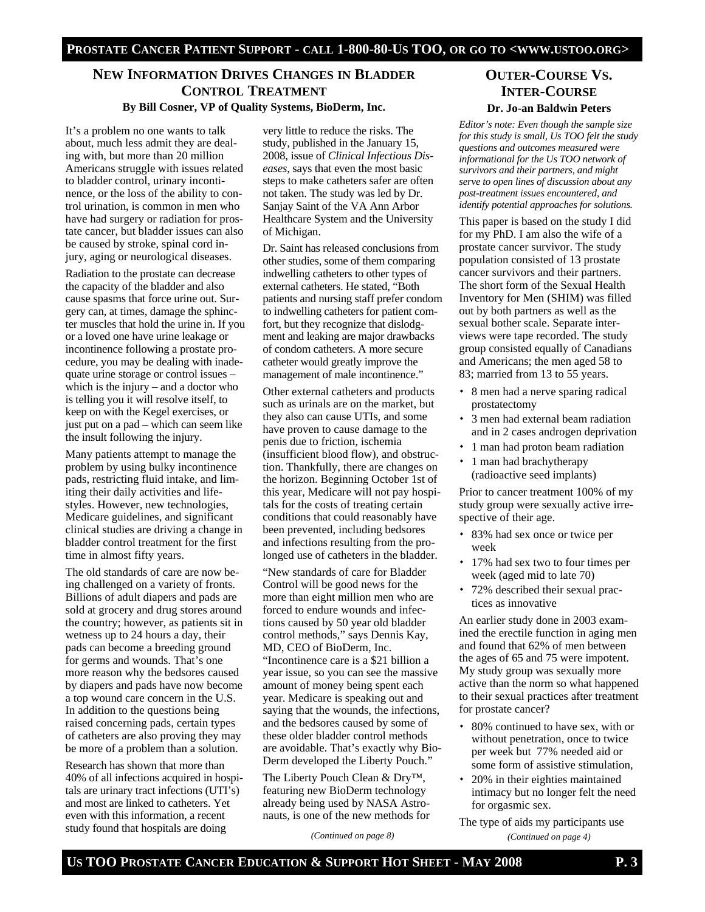## NEW INFORMATION DRIVES CHANGES IN BLADDER CONTROL TREATMENT

**By Bill Cosner, VP of Quality Systems, BioDerm, Inc.**

It's a problem no one wants to talk about, much less admit they are dealing with, but more than 20 million Americans struggle with issues related to bladder control, urinary incontinence, or the loss of the ability to control urination, is common in men who have had surgery or radiation for prostate cancer, but bladder issues can also be caused by stroke, spinal cord injury, aging or neurological diseases.

Radiation to the prostate can decrease the capacity of the bladder and also cause spasms that force urine out. Surgery can, at times, damage the sphincter muscles that hold the urine in. If you or a loved one have urine leakage or incontinence following a prostate procedure, you may be dealing with inadequate urine storage or control issues – which is the injury – and a doctor who is telling you it will resolve itself, to keep on with the Kegel exercises, or just put on a pad – which can seem like the insult following the injury.

Many patients attempt to manage the problem by using bulky incontinence pads, restricting fluid intake, and limiting their daily activities and lifestyles. However, new technologies, Medicare guidelines, and significant clinical studies are driving a change in bladder control treatment for the first time in almost fifty years.

The old standards of care are now being challenged on a variety of fronts. Billions of adult diapers and pads are sold at grocery and drug stores around the country; however, as patients sit in wetness up to 24 hours a day, their pads can become a breeding ground for germs and wounds. That's one more reason why the bedsores caused by diapers and pads have now become a top wound care concern in the U.S. In addition to the questions being raised concerning pads, certain types of catheters are also proving they may be more of a problem than a solution.

Research has shown that more than 40% of all infections acquired in hospitals are urinary tract infections (UTI's) and most are linked to catheters. Yet even with this information, a recent study found that hospitals are doing very little to reduce the risks. The study, published in the January 15, 2008, issue of *Clinical Infectious Diseases*, says that even the most basic steps to make catheters safer are often not taken. The study was led by Dr. Sanjay Saint of the VA Ann Arbor Healthcare System and the University of Michigan.

Dr. Saint has released conclusions from other studies, some of them comparing indwelling catheters to other types of external catheters. He stated, "Both patients and nursing staff prefer condom to indwelling catheters for patient comfort, but they recognize that dislodgment and leaking are major drawbacks of condom catheters. A more secure catheter would greatly improve the management of male incontinence."

Other external catheters and products such as urinals are on the market, but they also can cause UTIs, and some have proven to cause damage to the penis due to friction, ischemia (insufficient blood flow), and obstruction. Thankfully, there are changes on the horizon. Beginning October 1st of this year, Medicare will not pay hospitals for the costs of treating certain conditions that could reasonably have been prevented, including bedsores and infections resulting from the prolonged use of catheters in the bladder.

"New standards of care for Bladder Control will be good news for the more than eight million men who are forced to endure wounds and infections caused by 50 year old bladder control methods," says Dennis Kay, MD, CEO of BioDerm, Inc. "Incontinence care is a $21 billion a year issue, so you can see the massive amount of money being spent each year. Medicare is speaking out and saying that the wounds, the infections, and the bedsores caused by some of these older bladder control methods are avoidable. That's exactly why BioDerm developed the Liberty Pouch."

The Liberty Pouch Clean & Dry™, featuring new BioDerm technology already being used by NASA Astronauts, is one of the new methods for

*(Continued on page 8)*

## OUTER-COURSE VS. INTER-COURSE

**Dr. Jo-an Baldwin Peters**

*Editor's note: Even though the sample size for this study is small, Us TOO felt the study questions and outcomes measured were informational for the Us TOO network of survivors and their partners, and might serve to open lines of discussion about any post-treatment issues encountered, and identify potential approaches for solutions.*

This paper is based on the study I did for my PhD. I am also the wife of a prostate cancer survivor. The study population consisted of 13 prostate cancer survivors and their partners. The short form of the Sexual Health Inventory for Men (SHIM) was filled out by both partners as well as the sexual bother scale. Separate interviews were tape recorded. The study group consisted equally of Canadians and Americans; the men aged 58 to 83; married from 13 to 55 years.

- 8 men had a nerve sparing radical prostatectomy
- 3 men had external beam radiation and in 2 cases androgen deprivation
- 1 man had proton beam radiation
- 1 man had brachytherapy (radioactive seed implants)

Prior to cancer treatment 100% of my study group were sexually active irrespective of their age.

- 83% had sex once or twice per week
- 17% had sex two to four times per week (aged mid to late 70)
- 72% described their sexual practices as innovative

An earlier study done in 2003 examined the erectile function in aging men and found that 62% of men between the ages of 65 and 75 were impotent. My study group was sexually more active than the norm so what happened to their sexual practices after treatment for prostate cancer?

- 80% continued to have sex, with or without penetration, once to twice per week but 77% needed aid or some form of assistive stimulation,
- 20% in their eighties maintained intimacy but no longer felt the need for orgasmic sex.

The type of aids my participants use

*(Continued on page 4)*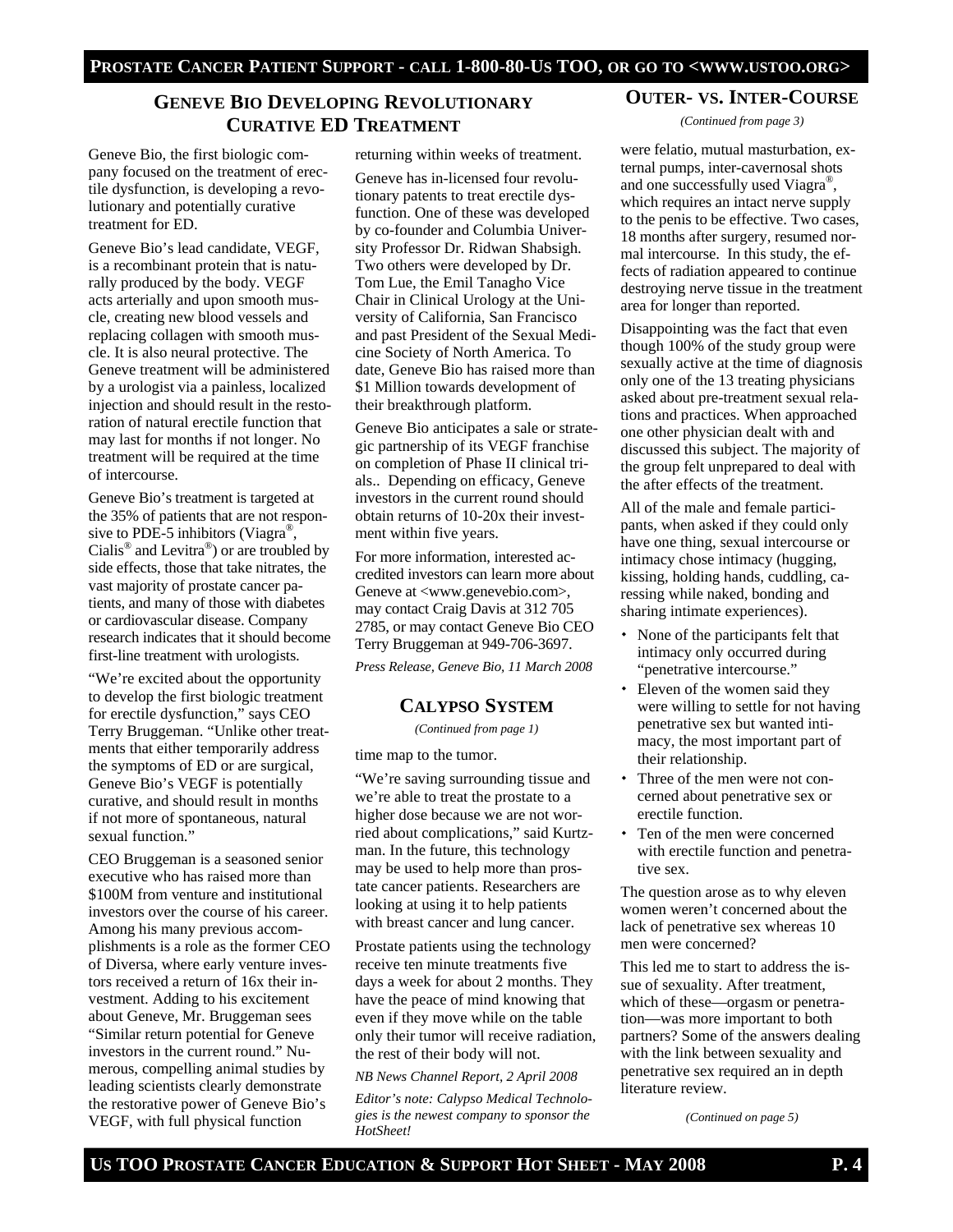## Geneve Bio Developing Revolutionary Curative ED Treatment

Geneve Bio, the first biologic company focused on the treatment of erectile dysfunction, is developing a revolutionary and potentially curative treatment for ED.

Geneve Bio's lead candidate, VEGF, is a recombinant protein that is naturally produced by the body. VEGF acts arterially and upon smooth muscle, creating new blood vessels and replacing collagen with smooth muscle. It is also neural protective. The Geneve treatment will be administered by a urologist via a painless, localized injection and should result in the restoration of natural erectile function that may last for months if not longer. No treatment will be required at the time of intercourse.

Geneve Bio's treatment is targeted at the 35% of patients that are not responsive to PDE-5 inhibitors (Viagra®, Cialis® and Levitra®) or are troubled by side effects, those that take nitrates, the vast majority of prostate cancer patients, and many of those with diabetes or cardiovascular disease. Company research indicates that it should become first-line treatment with urologists.

"We're excited about the opportunity to develop the first biologic treatment for erectile dysfunction," says CEO Terry Bruggeman. "Unlike other treatments that either temporarily address the symptoms of ED or are surgical, Geneve Bio's VEGF is potentially curative, and should result in months if not more of spontaneous, natural sexual function."

CEO Bruggeman is a seasoned senior executive who has raised more than $100M from venture and institutional investors over the course of his career. Among his many previous accomplishments is a role as the former CEO of Diversa, where early venture investors received a return of 16x their investment. Adding to his excitement about Geneve, Mr. Bruggeman sees "Similar return potential for Geneve investors in the current round." Numerous, compelling animal studies by leading scientists clearly demonstrate the restorative power of Geneve Bio's VEGF, with full physical function returning within weeks of treatment.

Geneve has in-licensed four revolutionary patents to treat erectile dysfunction. One of these was developed by co-founder and Columbia University Professor Dr. Ridwan Shabsigh. Two others were developed by Dr. Tom Lue, the Emil Tanagho Vice Chair in Clinical Urology at the University of California, San Francisco and past President of the Sexual Medicine Society of North America. To date, Geneve Bio has raised more than $1 Million towards development of their breakthrough platform.

Geneve Bio anticipates a sale or strategic partnership of its VEGF franchise on completion of Phase II clinical trials.. Depending on efficacy, Geneve investors in the current round should obtain returns of 10-20x their investment within five years.

For more information, interested accredited investors can learn more about Geneve at <www.genevebio.com>, may contact Craig Davis at 312 705 2785, or may contact Geneve Bio CEO Terry Bruggeman at 949-706-3697.

*Press Release, Geneve Bio, 11 March 2008*

## Calypso System

*(Continued from page 1)*

time map to the tumor.

"We're saving surrounding tissue and we're able to treat the prostate to a higher dose because we are not worried about complications," said Kurtzman. In the future, this technology may be used to help more than prostate cancer patients. Researchers are looking at using it to help patients with breast cancer and lung cancer.

Prostate patients using the technology receive ten minute treatments five days a week for about 2 months. They have the peace of mind knowing that even if they move while on the table only their tumor will receive radiation, the rest of their body will not.

*NB News Channel Report, 2 April 2008*

*Editor's note: Calypso Medical Technologies is the newest company to sponsor the HotSheet!*

## Outer- vs. Inter-Course

*(Continued from page 3)*

were felatio, mutual masturbation, external pumps, inter-cavernosal shots and one successfully used Viagra®, which requires an intact nerve supply to the penis to be effective. Two cases, 18 months after surgery, resumed normal intercourse. In this study, the effects of radiation appeared to continue destroying nerve tissue in the treatment area for longer than reported.

Disappointing was the fact that even though 100% of the study group were sexually active at the time of diagnosis only one of the 13 treating physicians asked about pre-treatment sexual relations and practices. When approached one other physician dealt with and discussed this subject. The majority of the group felt unprepared to deal with the after effects of the treatment.

All of the male and female participants, when asked if they could only have one thing, sexual intercourse or intimacy chose intimacy (hugging, kissing, holding hands, cuddling, caressing while naked, bonding and sharing intimate experiences).

- None of the participants felt that intimacy only occurred during "penetrative intercourse."
- Eleven of the women said they were willing to settle for not having penetrative sex but wanted intimacy, the most important part of their relationship.
- Three of the men were not concerned about penetrative sex or erectile function.
- Ten of the men were concerned with erectile function and penetrative sex.

The question arose as to why eleven women weren't concerned about the lack of penetrative sex whereas 10 men were concerned?

This led me to start to address the issue of sexuality. After treatment, which of these—orgasm or penetration—was more important to both partners? Some of the answers dealing with the link between sexuality and penetrative sex required an in depth literature review.

*(Continued on page 5)*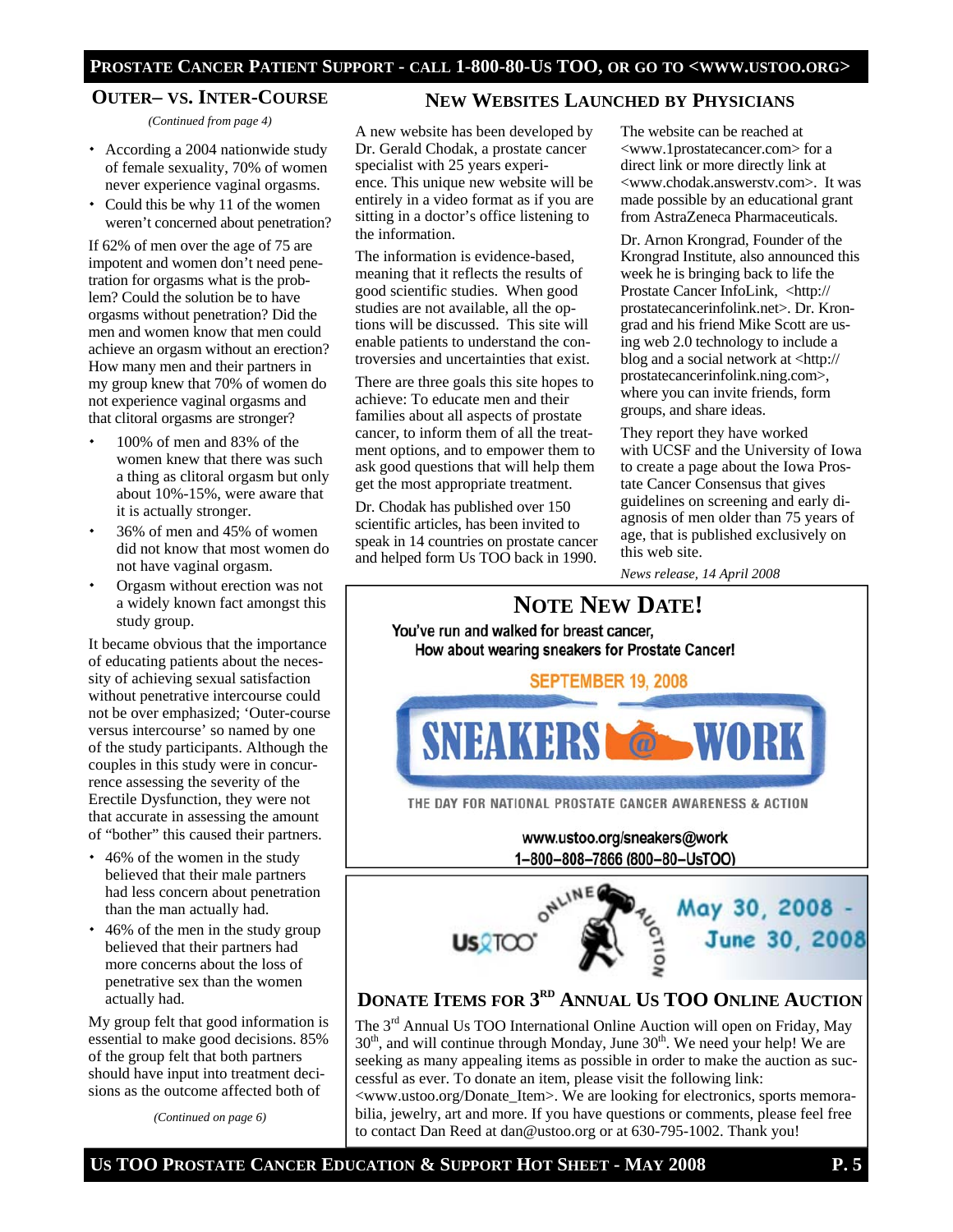## OUTER– VS. INTER-COURSE

*(Continued from page 4)*

- According a 2004 nationwide study of female sexuality, 70% of women never experience vaginal orgasms.
- Could this be why 11 of the women weren't concerned about penetration?

If 62% of men over the age of 75 are impotent and women don't need penetration for orgasms what is the problem? Could the solution be to have orgasms without penetration? Did the men and women know that men could achieve an orgasm without an erection? How many men and their partners in my group knew that 70% of women do not experience vaginal orgasms and that clitoral orgasms are stronger?

- 100% of men and 83% of the women knew that there was such a thing as clitoral orgasm but only about 10%-15%, were aware that it is actually stronger.
- 36% of men and 45% of women did not know that most women do not have vaginal orgasm.
- Orgasm without erection was not a widely known fact amongst this study group.

It became obvious that the importance of educating patients about the necessity of achieving sexual satisfaction without penetrative intercourse could not be over emphasized; 'Outer-course versus intercourse' so named by one of the study participants. Although the couples in this study were in concurrence assessing the severity of the Erectile Dysfunction, they were not that accurate in assessing the amount of "bother" this caused their partners.

- 46% of the women in the study believed that their male partners had less concern about penetration than the man actually had.
- 46% of the men in the study group believed that their partners had more concerns about the loss of penetrative sex than the women actually had.

My group felt that good information is essential to make good decisions. 85% of the group felt that both partners should have input into treatment decisions as the outcome affected both of

*(Continued on page 6)*

## NEW WEBSITES LAUNCHED BY PHYSICIANS

A new website has been developed by Dr. Gerald Chodak, a prostate cancer specialist with 25 years experience. This unique new website will be entirely in a video format as if you are sitting in a doctor's office listening to the information.

The information is evidence-based, meaning that it reflects the results of good scientific studies. When good studies are not available, all the options will be discussed. This site will enable patients to understand the controversies and uncertainties that exist.

There are three goals this site hopes to achieve: To educate men and their families about all aspects of prostate cancer, to inform them of all the treatment options, and to empower them to ask good questions that will help them get the most appropriate treatment.

Dr. Chodak has published over 150 scientific articles, has been invited to speak in 14 countries on prostate cancer and helped form Us TOO back in 1990.

The website can be reached at <www.1prostatecancer.com> for a direct link or more directly link at <www.chodak.answerstv.com>. It was made possible by an educational grant from AstraZeneca Pharmaceuticals.

Dr. Arnon Krongrad, Founder of the Krongrad Institute, also announced this week he is bringing back to life the Prostate Cancer InfoLink, <http://prostatecancerinfolink.net>. Dr. Krongrad and his friend Mike Scott are using web 2.0 technology to include a blog and a social network at <http://prostatecancerinfolink.ning.com>, where you can invite friends, form groups, and share ideas.

They report they have worked with UCSF and the University of Iowa to create a page about the Iowa Prostate Cancer Consensus that gives guidelines on screening and early diagnosis of men older than 75 years of age, that is published exclusively on this web site.

*News release, 14 April 2008*

## NOTE NEW DATE!

You've run and walked for breast cancer,
How about wearing sneakers for Prostate Cancer!

SEPTEMBER 19, 2008

SNEAKERS @ WORK

THE DAY FOR NATIONAL PROSTATE CANCER AWARENESS & ACTION

www.ustoo.org/sneakers@work
1–800–808–7866 (800–80–UsTOO)

Us TOO ONLINE AUCTION May 30, 2008 - June 30, 2008

## DONATE ITEMS FOR 3RD ANNUAL US TOO ONLINE AUCTION

The 3rd Annual Us TOO International Online Auction will open on Friday, May 30th, and will continue through Monday, June 30th. We need your help! We are seeking as many appealing items as possible in order to make the auction as successful as ever. To donate an item, please visit the following link: <www.ustoo.org/Donate_Item>. We are looking for electronics, sports memorabilia, jewelry, art and more. If you have questions or comments, please feel free to contact Dan Reed at dan@ustoo.org or at 630-795-1002. Thank you!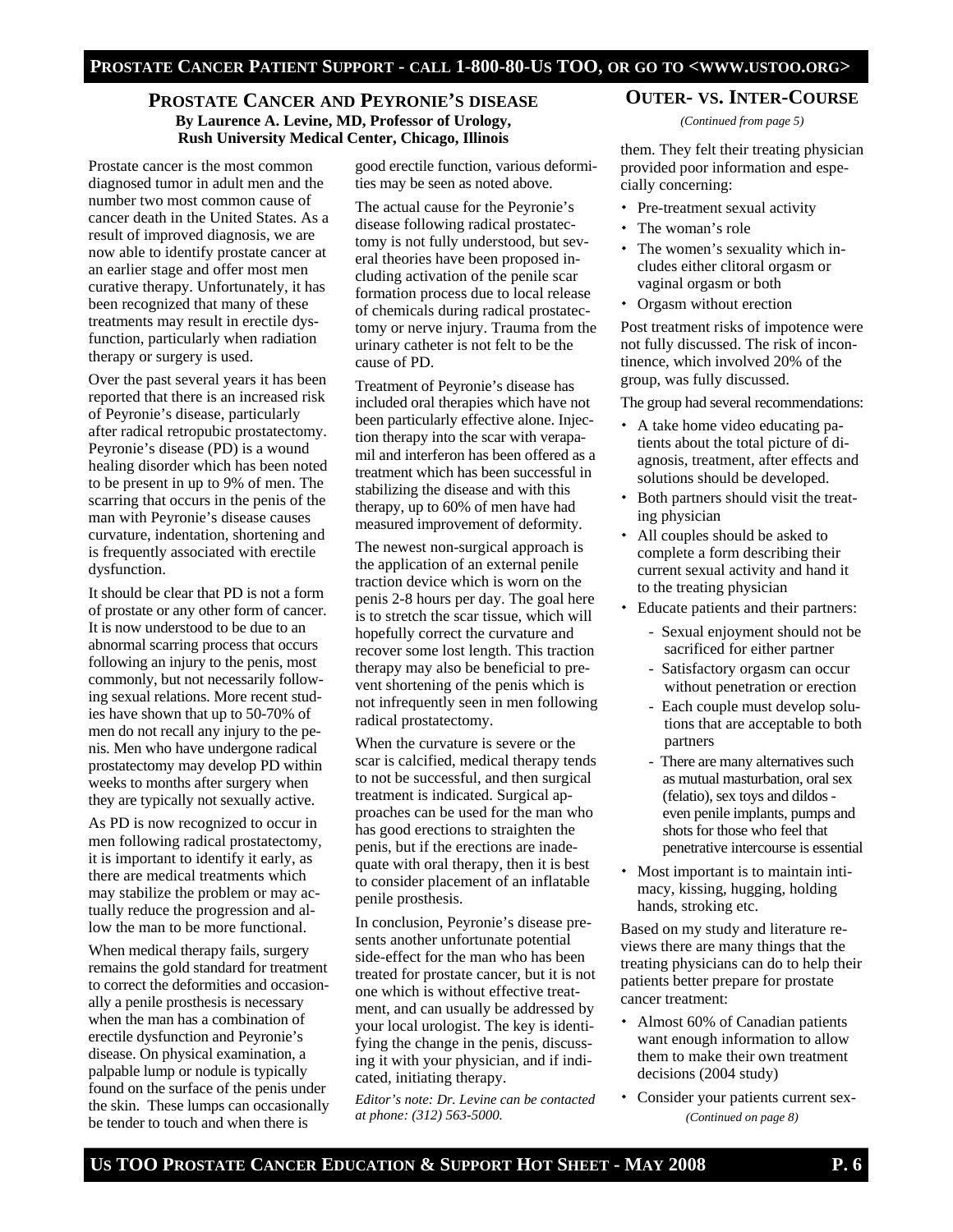## Prostate Cancer and Peyronie's disease

**By Laurence A. Levine, MD, Professor of Urology, Rush University Medical Center, Chicago, Illinois**

Prostate cancer is the most common diagnosed tumor in adult men and the number two most common cause of cancer death in the United States. As a result of improved diagnosis, we are now able to identify prostate cancer at an earlier stage and offer most men curative therapy. Unfortunately, it has been recognized that many of these treatments may result in erectile dysfunction, particularly when radiation therapy or surgery is used.

Over the past several years it has been reported that there is an increased risk of Peyronie's disease, particularly after radical retropubic prostatectomy. Peyronie's disease (PD) is a wound healing disorder which has been noted to be present in up to 9% of men. The scarring that occurs in the penis of the man with Peyronie's disease causes curvature, indentation, shortening and is frequently associated with erectile dysfunction.

It should be clear that PD is not a form of prostate or any other form of cancer. It is now understood to be due to an abnormal scarring process that occurs following an injury to the penis, most commonly, but not necessarily following sexual relations. More recent studies have shown that up to 50-70% of men do not recall any injury to the penis. Men who have undergone radical prostatectomy may develop PD within weeks to months after surgery when they are typically not sexually active.

As PD is now recognized to occur in men following radical prostatectomy, it is important to identify it early, as there are medical treatments which may stabilize the problem or may actually reduce the progression and allow the man to be more functional.

When medical therapy fails, surgery remains the gold standard for treatment to correct the deformities and occasionally a penile prosthesis is necessary when the man has a combination of erectile dysfunction and Peyronie's disease. On physical examination, a palpable lump or nodule is typically found on the surface of the penis under the skin. These lumps can occasionally be tender to touch and when there is good erectile function, various deformities may be seen as noted above.

The actual cause for the Peyronie's disease following radical prostatectomy is not fully understood, but several theories have been proposed including activation of the penile scar formation process due to local release of chemicals during radical prostatectomy or nerve injury. Trauma from the urinary catheter is not felt to be the cause of PD.

Treatment of Peyronie's disease has included oral therapies which have not been particularly effective alone. Injection therapy into the scar with verapamil and interferon has been offered as a treatment which has been successful in stabilizing the disease and with this therapy, up to 60% of men have had measured improvement of deformity.

The newest non-surgical approach is the application of an external penile traction device which is worn on the penis 2-8 hours per day. The goal here is to stretch the scar tissue, which will hopefully correct the curvature and recover some lost length. This traction therapy may also be beneficial to prevent shortening of the penis which is not infrequently seen in men following radical prostatectomy.

When the curvature is severe or the scar is calcified, medical therapy tends to not be successful, and then surgical treatment is indicated. Surgical approaches can be used for the man who has good erections to straighten the penis, but if the erections are inadequate with oral therapy, then it is best to consider placement of an inflatable penile prosthesis.

In conclusion, Peyronie's disease presents another unfortunate potential side-effect for the man who has been treated for prostate cancer, but it is not one which is without effective treatment, and can usually be addressed by your local urologist. The key is identifying the change in the penis, discussing it with your physician, and if indicated, initiating therapy.

*Editor's note: Dr. Levine can be contacted at phone: (312) 563-5000.*

## Outer- vs. Inter-Course

*(Continued from page 5)*

them. They felt their treating physician provided poor information and especially concerning:

- Pre-treatment sexual activity
- The woman's role
- The women's sexuality which includes either clitoral orgasm or vaginal orgasm or both
- Orgasm without erection

Post treatment risks of impotence were not fully discussed. The risk of incontinence, which involved 20% of the group, was fully discussed.

The group had several recommendations:

- A take home video educating patients about the total picture of diagnosis, treatment, after effects and solutions should be developed.
- Both partners should visit the treating physician
- All couples should be asked to complete a form describing their current sexual activity and hand it to the treating physician
- Educate patients and their partners:
  - Sexual enjoyment should not be sacrificed for either partner
  - Satisfactory orgasm can occur without penetration or erection
  - Each couple must develop solutions that are acceptable to both partners
  - There are many alternatives such as mutual masturbation, oral sex (felatio), sex toys and dildos - even penile implants, pumps and shots for those who feel that penetrative intercourse is essential
- Most important is to maintain intimacy, kissing, hugging, holding hands, stroking etc.

Based on my study and literature reviews there are many things that the treating physicians can do to help their patients better prepare for prostate cancer treatment:

- Almost 60% of Canadian patients want enough information to allow them to make their own treatment decisions (2004 study)
- Consider your patients current sex-

*(Continued on page 8)*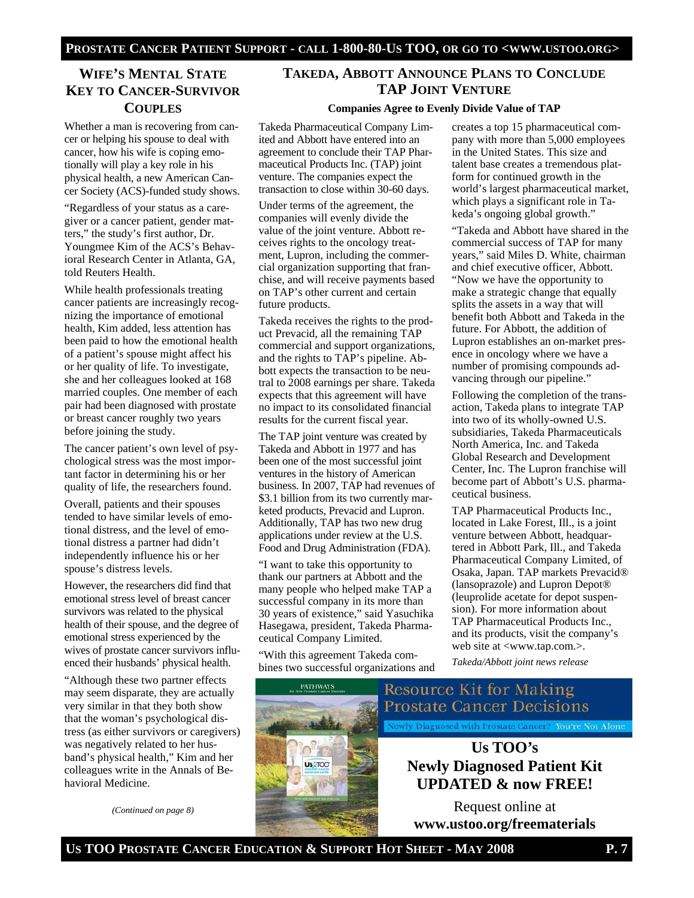## WIFE'S MENTAL STATE KEY TO CANCER-SURVIVOR COUPLES

Whether a man is recovering from cancer or helping his spouse to deal with cancer, how his wife is coping emotionally will play a key role in his physical health, a new American Cancer Society (ACS)-funded study shows.

"Regardless of your status as a caregiver or a cancer patient, gender matters," the study's first author, Dr. Youngmee Kim of the ACS's Behavioral Research Center in Atlanta, GA, told Reuters Health.

While health professionals treating cancer patients are increasingly recognizing the importance of emotional health, Kim added, less attention has been paid to how the emotional health of a patient's spouse might affect his or her quality of life. To investigate, she and her colleagues looked at 168 married couples. One member of each pair had been diagnosed with prostate or breast cancer roughly two years before joining the study.

The cancer patient's own level of psychological stress was the most important factor in determining his or her quality of life, the researchers found.

Overall, patients and their spouses tended to have similar levels of emotional distress, and the level of emotional distress a partner had didn't independently influence his or her spouse's distress levels.

However, the researchers did find that emotional stress level of breast cancer survivors was related to the physical health of their spouse, and the degree of emotional stress experienced by the wives of prostate cancer survivors influenced their husbands' physical health.

"Although these two partner effects may seem disparate, they are actually very similar in that they both show that the woman's psychological distress (as either survivors or caregivers) was negatively related to her husband's physical health," Kim and her colleagues write in the Annals of Behavioral Medicine.

*(Continued on page 8)*

## TAKEDA, ABBOTT ANNOUNCE PLANS TO CONCLUDE TAP JOINT VENTURE

**Companies Agree to Evenly Divide Value of TAP**

Takeda Pharmaceutical Company Limited and Abbott have entered into an agreement to conclude their TAP Pharmaceutical Products Inc. (TAP) joint venture. The companies expect the transaction to close within 30-60 days.

Under terms of the agreement, the companies will evenly divide the value of the joint venture. Abbott receives rights to the oncology treatment, Lupron, including the commercial organization supporting that franchise, and will receive payments based on TAP's other current and certain future products.

Takeda receives the rights to the product Prevacid, all the remaining TAP commercial and support organizations, and the rights to TAP's pipeline. Abbott expects the transaction to be neutral to 2008 earnings per share. Takeda expects that this agreement will have no impact to its consolidated financial results for the current fiscal year.

The TAP joint venture was created by Takeda and Abbott in 1977 and has been one of the most successful joint ventures in the history of American business. In 2007, TAP had revenues of $3.1 billion from its two currently marketed products, Prevacid and Lupron. Additionally, TAP has two new drug applications under review at the U.S. Food and Drug Administration (FDA).

"I want to take this opportunity to thank our partners at Abbott and the many people who helped make TAP a successful company in its more than 30 years of existence," said Yasuchika Hasegawa, president, Takeda Pharmaceutical Company Limited.

"With this agreement Takeda combines two successful organizations and creates a top 15 pharmaceutical company with more than 5,000 employees in the United States. This size and talent base creates a tremendous platform for continued growth in the world's largest pharmaceutical market, which plays a significant role in Takeda's ongoing global growth."

"Takeda and Abbott have shared in the commercial success of TAP for many years," said Miles D. White, chairman and chief executive officer, Abbott. "Now we have the opportunity to make a strategic change that equally splits the assets in a way that will benefit both Abbott and Takeda in the future. For Abbott, the addition of Lupron establishes an on-market presence in oncology where we have a number of promising compounds advancing through our pipeline."

Following the completion of the transaction, Takeda plans to integrate TAP into two of its wholly-owned U.S. subsidiaries, Takeda Pharmaceuticals North America, Inc. and Takeda Global Research and Development Center, Inc. The Lupron franchise will become part of Abbott's U.S. pharmaceutical business.

TAP Pharmaceutical Products Inc., located in Lake Forest, Ill., is a joint venture between Abbott, headquartered in Abbott Park, Ill., and Takeda Pharmaceutical Company Limited, of Osaka, Japan. TAP markets Prevacid® (lansoprazole) and Lupron Depot® (leuprolide acetate for depot suspension). For more information about TAP Pharmaceutical Products Inc., and its products, visit the company's web site at <www.tap.com.>.

*Takeda/Abbott joint news release*

**Resource Kit for Making Prostate Cancer Decisions**

Newly Diagnosed with Prostate Cancer? You're Not Alone

**Us TOO's Newly Diagnosed Patient Kit UPDATED & now FREE!**

Request online at **www.ustoo.org/freematerials**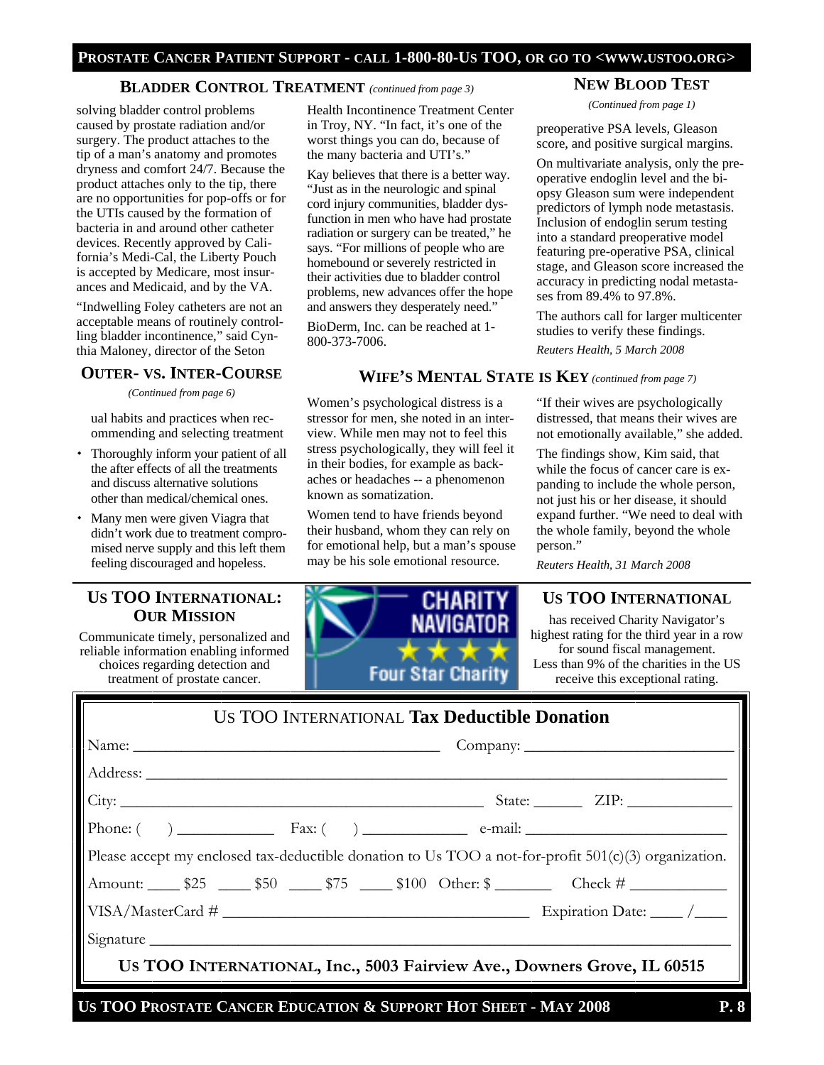## BLADDER CONTROL TREATMENT *(continued from page 3)*

solving bladder control problems caused by prostate radiation and/or surgery. The product attaches to the tip of a man's anatomy and promotes dryness and comfort 24/7. Because the product attaches only to the tip, there are no opportunities for pop-offs or for the UTIs caused by the formation of bacteria in and around other catheter devices. Recently approved by California's Medi-Cal, the Liberty Pouch is accepted by Medicare, most insurances and Medicaid, and by the VA.

"Indwelling Foley catheters are not an acceptable means of routinely controlling bladder incontinence," said Cynthia Maloney, director of the Seton Health Incontinence Treatment Center in Troy, NY. "In fact, it's one of the worst things you can do, because of the many bacteria and UTI's."

Kay believes that there is a better way. "Just as in the neurologic and spinal cord injury communities, bladder dysfunction in men who have had prostate radiation or surgery can be treated," he says. "For millions of people who are homebound or severely restricted in their activities due to bladder control problems, new advances offer the hope and answers they desperately need."

BioDerm, Inc. can be reached at 1-800-373-7006.

## NEW BLOOD TEST

*(Continued from page 1)*

preoperative PSA levels, Gleason score, and positive surgical margins.

On multivariate analysis, only the preoperative endoglin level and the biopsy Gleason sum were independent predictors of lymph node metastasis. Inclusion of endoglin serum testing into a standard preoperative model featuring pre-operative PSA, clinical stage, and Gleason score increased the accuracy in predicting nodal metastases from 89.4% to 97.8%.

The authors call for larger multicenter studies to verify these findings.

*Reuters Health, 5 March 2008*

## OUTER- VS. INTER-COURSE

*(Continued from page 6)*

ual habits and practices when recommending and selecting treatment

- Thoroughly inform your patient of all the after effects of all the treatments and discuss alternative solutions other than medical/chemical ones.
- Many men were given Viagra that didn't work due to treatment compromised nerve supply and this left them feeling discouraged and hopeless.

## WIFE'S MENTAL STATE IS KEY *(continued from page 7)*

Women's psychological distress is a stressor for men, she noted in an interview. While men may not to feel this stress psychologically, they will feel it in their bodies, for example as backaches or headaches -- a phenomenon known as somatization.

Women tend to have friends beyond their husband, whom they can rely on for emotional help, but a man's spouse may be his sole emotional resource.

"If their wives are psychologically distressed, that means their wives are not emotionally available," she added.

The findings show, Kim said, that while the focus of cancer care is expanding to include the whole person, not just his or her disease, it should expand further. "We need to deal with the whole family, beyond the whole person."

*Reuters Health, 31 March 2008*

## US TOO INTERNATIONAL: OUR MISSION

Communicate timely, personalized and reliable information enabling informed choices regarding detection and treatment of prostate cancer.

CHARITY NAVIGATOR ★★★★ Four Star Charity

## US TOO INTERNATIONAL

has received Charity Navigator's highest rating for the third year in a row for sound fiscal management. Less than 9% of the charities in the US receive this exceptional rating.

## US TOO INTERNATIONAL **Tax Deductible Donation**

Name: ______________________ Company: ______________________

Address: ______________________________________________

City: ______________________ State: ______ ZIP: ____________

Phone: ( ) ____________ Fax: ( ) ____________ e-mail: ______________________

Please accept my enclosed tax-deductible donation to Us TOO a not-for-profit 501(c)(3) organization.

Amount: ____ $25 ____ $50 ____ $75 ____ $100 Other: $ _______ Check # ___________

VISA/MasterCard # ______________________________ Expiration Date: ____ /____

Signature ______________________________________________

**US TOO INTERNATIONAL, Inc., 5003 Fairview Ave., Downers Grove, IL 60515**